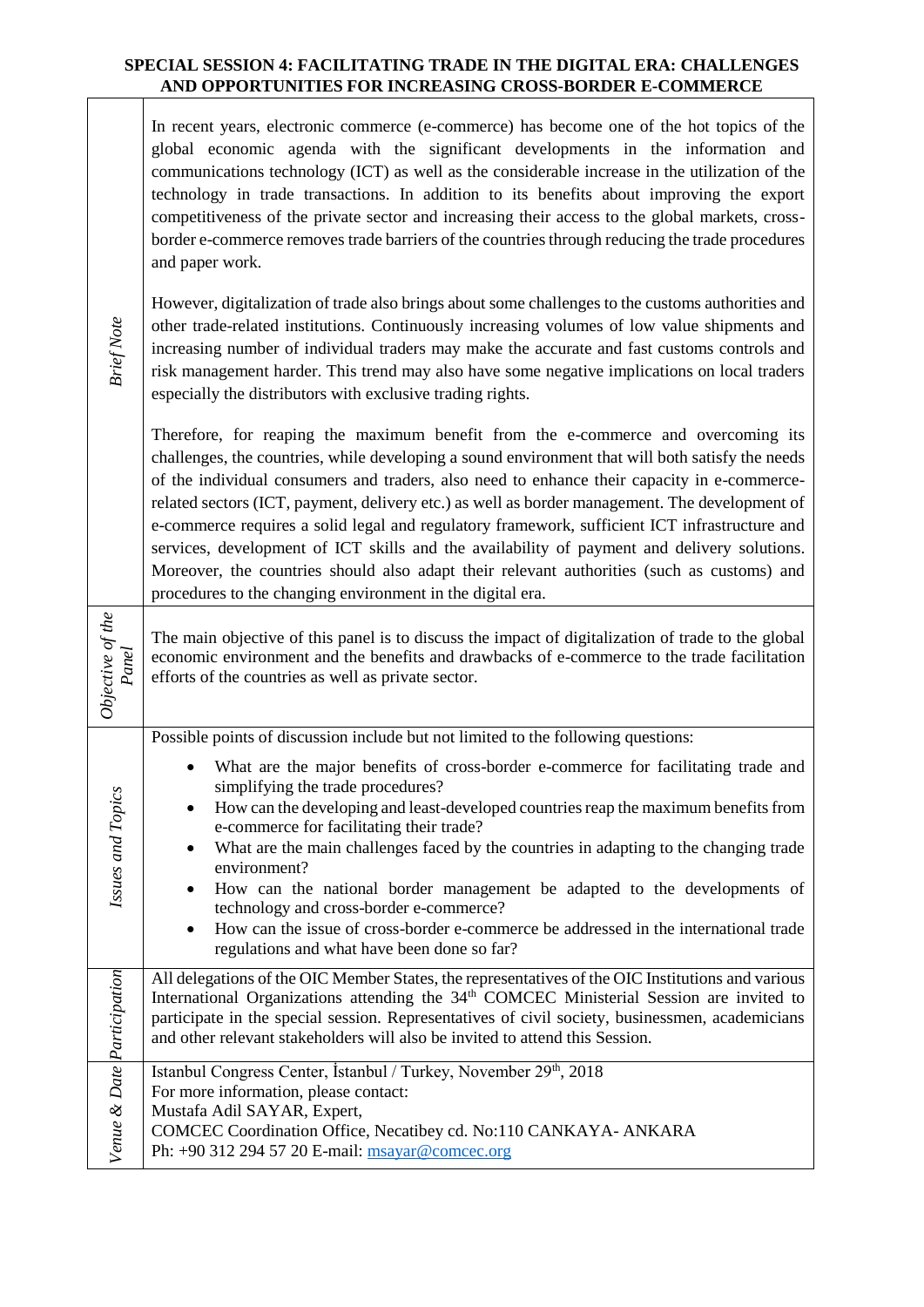# SPECIAL SESSION 4: FACILITATING TRADE IN THE DIGITAL ERA: CHALLENGES AND OPPORTUNITIES FOR INCREASING CROSS-BORDER E-COMMERCE

| | |
|---|---|
| *Brief Note* | In recent years, electronic commerce (e-commerce) has become one of the hot topics of the global economic agenda with the significant developments in the information and communications technology (ICT) as well as the considerable increase in the utilization of the technology in trade transactions. In addition to its benefits about improving the export competitiveness of the private sector and increasing their access to the global markets, cross-border e-commerce removes trade barriers of the countries through reducing the trade procedures and paper work.<br><br>However, digitalization of trade also brings about some challenges to the customs authorities and other trade-related institutions. Continuously increasing volumes of low value shipments and increasing number of individual traders may make the accurate and fast customs controls and risk management harder. This trend may also have some negative implications on local traders especially the distributors with exclusive trading rights.<br><br>Therefore, for reaping the maximum benefit from the e-commerce and overcoming its challenges, the countries, while developing a sound environment that will both satisfy the needs of the individual consumers and traders, also need to enhance their capacity in e-commerce-related sectors (ICT, payment, delivery etc.) as well as border management. The development of e-commerce requires a solid legal and regulatory framework, sufficient ICT infrastructure and services, development of ICT skills and the availability of payment and delivery solutions. Moreover, the countries should also adapt their relevant authorities (such as customs) and procedures to the changing environment in the digital era. |
| *Objective of the Panel* | The main objective of this panel is to discuss the impact of digitalization of trade to the global economic environment and the benefits and drawbacks of e-commerce to the trade facilitation efforts of the countries as well as private sector. |
| *Issues and Topics* | Possible points of discussion include but not limited to the following questions:<br>• What are the major benefits of cross-border e-commerce for facilitating trade and simplifying the trade procedures?<br>• How can the developing and least-developed countries reap the maximum benefits from e-commerce for facilitating their trade?<br>• What are the main challenges faced by the countries in adapting to the changing trade environment?<br>• How can the national border management be adapted to the developments of technology and cross-border e-commerce?<br>• How can the issue of cross-border e-commerce be addressed in the international trade regulations and what have been done so far? |
| *Participation* | All delegations of the OIC Member States, the representatives of the OIC Institutions and various International Organizations attending the 34th COMCEC Ministerial Session are invited to participate in the special session. Representatives of civil society, businessmen, academicians and other relevant stakeholders will also be invited to attend this Session. |
| *Venue & Date* | Istanbul Congress Center, İstanbul / Turkey, November 29th, 2018<br>For more information, please contact:<br>Mustafa Adil SAYAR, Expert,<br>COMCEC Coordination Office, Necatibey cd. No:110 CANKAYA- ANKARA<br>Ph: +90 312 294 57 20 E-mail: msayar@comcec.org |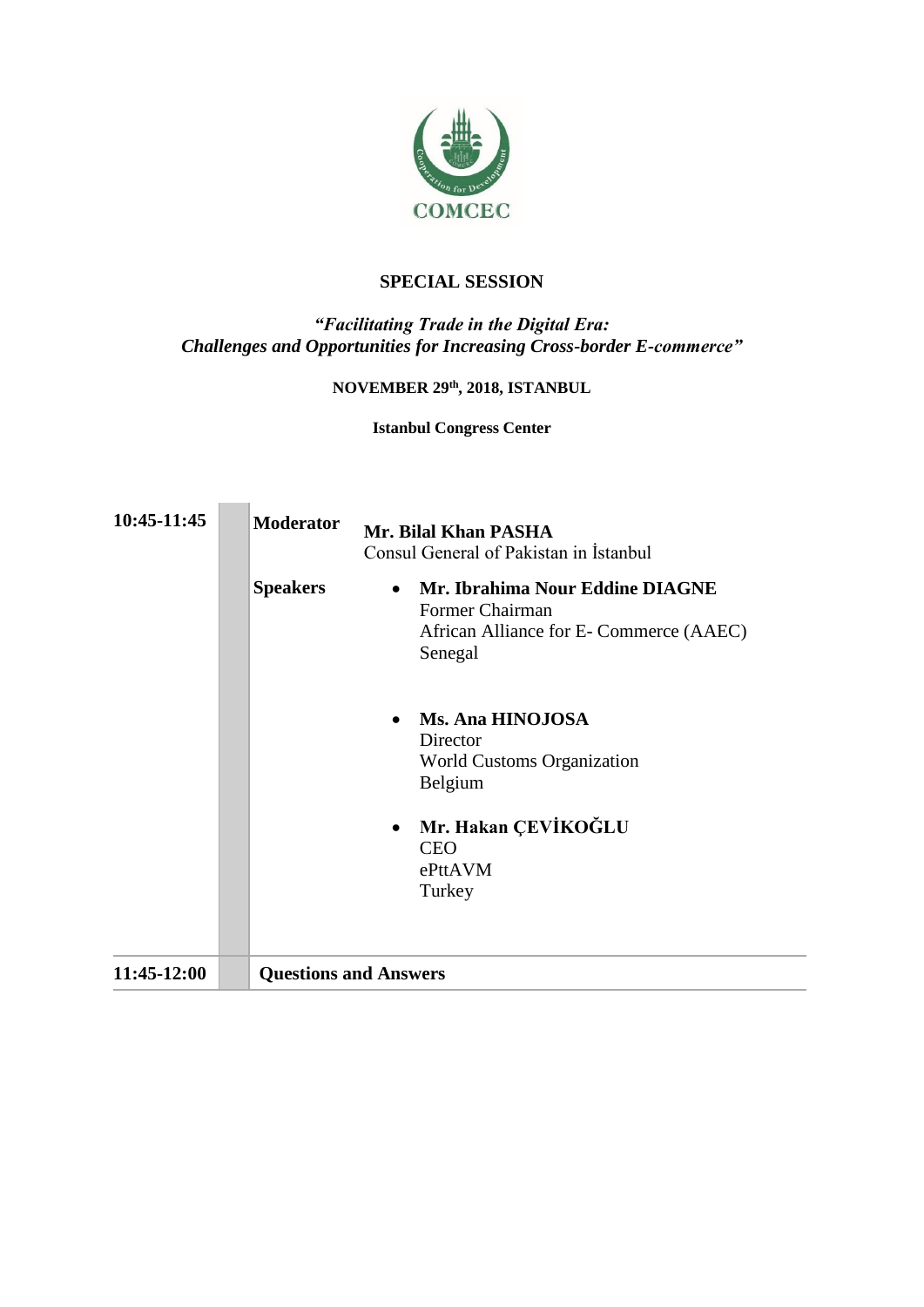## SPECIAL SESSION

***"Facilitating Trade in the Digital Era: Challenges and Opportunities for Increasing Cross-border E-commerce"***

**NOVEMBER 29th, 2018, ISTANBUL**

**Istanbul Congress Center**

| | | |
|---|---|---|
| **10:45-11:45** | **Moderator** | **Mr. Bilal Khan PASHA**<br>Consul General of Pakistan in İstanbul |
| | **Speakers** | • **Mr. Ibrahima Nour Eddine DIAGNE**<br>Former Chairman<br>African Alliance for E- Commerce (AAEC)<br>Senegal<br><br>• **Ms. Ana HINOJOSA**<br>Director<br>World Customs Organization<br>Belgium<br><br>• **Mr. Hakan ÇEVİKOĞLU**<br>CEO<br>ePttAVM<br>Turkey |
| **11:45-12:00** | **Questions and Answers** | |